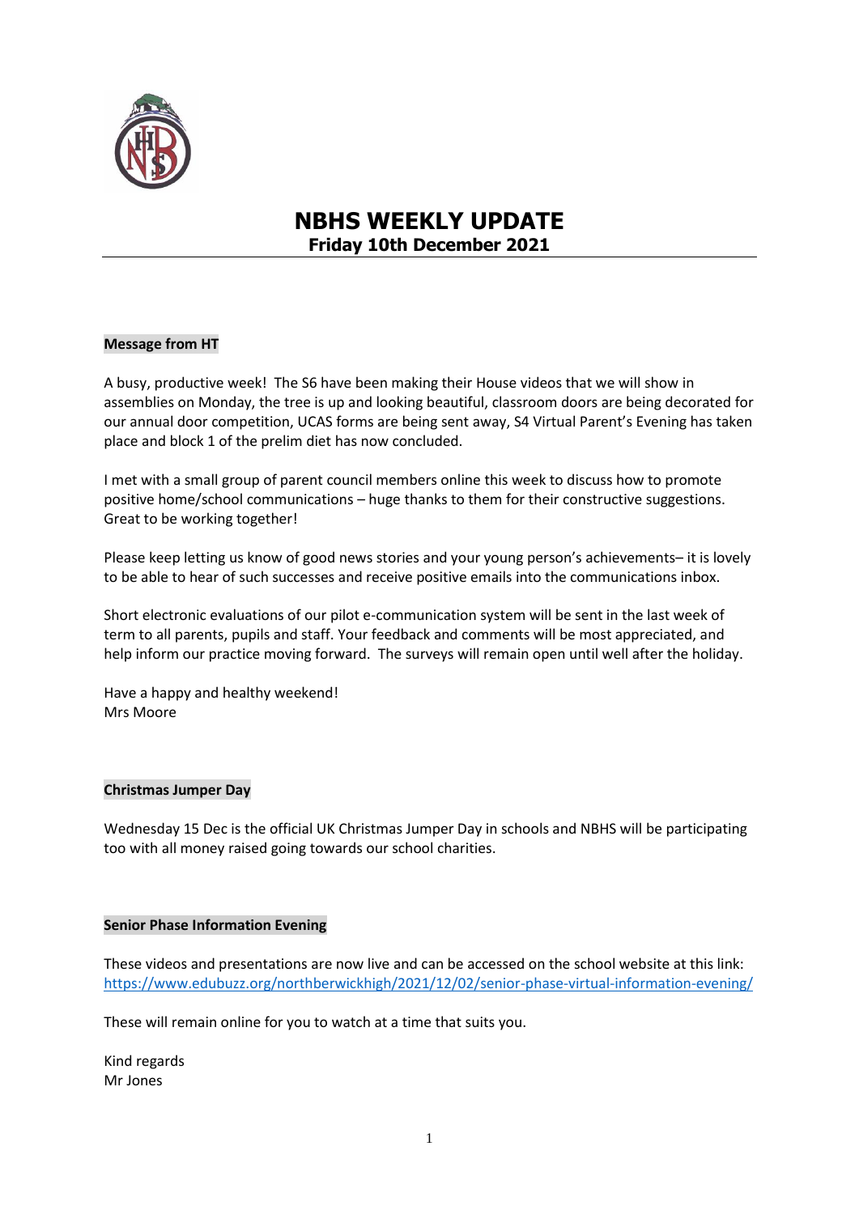# NBHS WEEKLY UPDATE

## Friday 10th December 2021

**Message from HT**

A busy, productive week! The S6 have been making their House videos that we will show in assemblies on Monday, the tree is up and looking beautiful, classroom doors are being decorated for our annual door competition, UCAS forms are being sent away, S4 Virtual Parent's Evening has taken place and block 1 of the prelim diet has now concluded.

I met with a small group of parent council members online this week to discuss how to promote positive home/school communications – huge thanks to them for their constructive suggestions. Great to be working together!

Please keep letting us know of good news stories and your young person's achievements– it is lovely to be able to hear of such successes and receive positive emails into the communications inbox.

Short electronic evaluations of our pilot e-communication system will be sent in the last week of term to all parents, pupils and staff. Your feedback and comments will be most appreciated, and help inform our practice moving forward. The surveys will remain open until well after the holiday.

Have a happy and healthy weekend!
Mrs Moore

**Christmas Jumper Day**

Wednesday 15 Dec is the official UK Christmas Jumper Day in schools and NBHS will be participating too with all money raised going towards our school charities.

**Senior Phase Information Evening**

These videos and presentations are now live and can be accessed on the school website at this link:
https://www.edubuzz.org/northberwickhigh/2021/12/02/senior-phase-virtual-information-evening/

These will remain online for you to watch at a time that suits you.

Kind regards
Mr Jones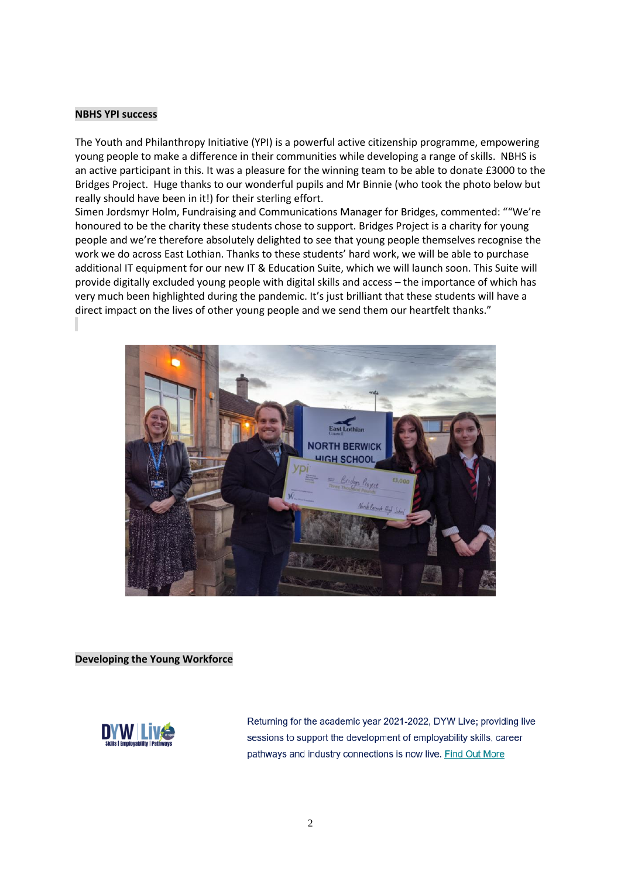**NBHS YPI success**

The Youth and Philanthropy Initiative (YPI) is a powerful active citizenship programme, empowering young people to make a difference in their communities while developing a range of skills. NBHS is an active participant in this. It was a pleasure for the winning team to be able to donate £3000 to the Bridges Project. Huge thanks to our wonderful pupils and Mr Binnie (who took the photo below but really should have been in it!) for their sterling effort.

Simen Jordsmyr Holm, Fundraising and Communications Manager for Bridges, commented: ""We're honoured to be the charity these students chose to support. Bridges Project is a charity for young people and we're therefore absolutely delighted to see that young people themselves recognise the work we do across East Lothian. Thanks to these students' hard work, we will be able to purchase additional IT equipment for our new IT & Education Suite, which we will launch soon. This Suite will provide digitally excluded young people with digital skills and access – the importance of which has very much been highlighted during the pandemic. It's just brilliant that these students will have a direct impact on the lives of other young people and we send them our heartfelt thanks."

**Developing the Young Workforce**

Returning for the academic year 2021-2022, DYW Live; providing live sessions to support the development of employability skills, career pathways and industry connections is now live. Find Out More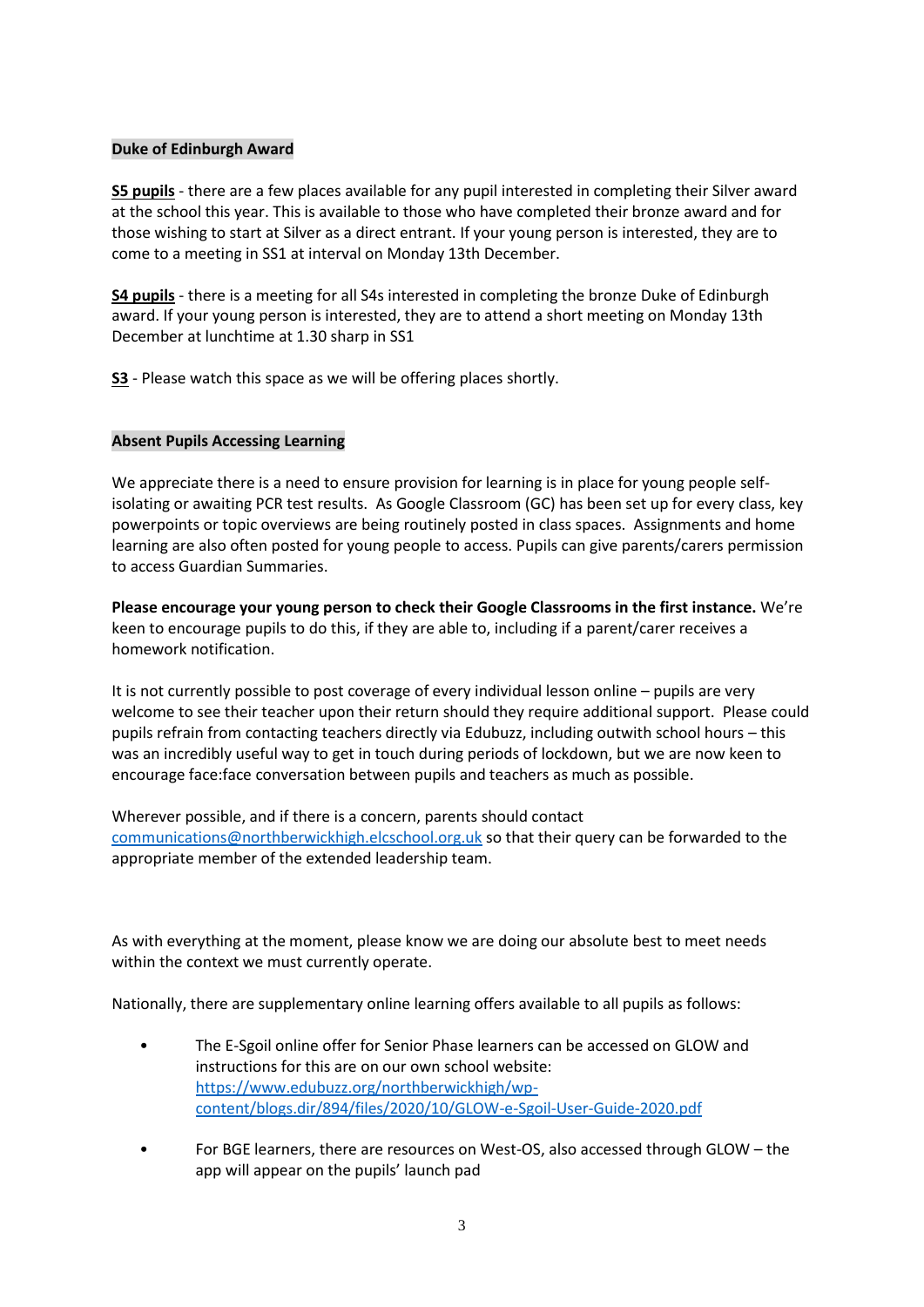## Duke of Edinburgh Award

**S5 pupils** - there are a few places available for any pupil interested in completing their Silver award at the school this year. This is available to those who have completed their bronze award and for those wishing to start at Silver as a direct entrant. If your young person is interested, they are to come to a meeting in SS1 at interval on Monday 13th December.

**S4 pupils** - there is a meeting for all S4s interested in completing the bronze Duke of Edinburgh award. If your young person is interested, they are to attend a short meeting on Monday 13th December at lunchtime at 1.30 sharp in SS1

**S3** - Please watch this space as we will be offering places shortly.

## Absent Pupils Accessing Learning

We appreciate there is a need to ensure provision for learning is in place for young people self-isolating or awaiting PCR test results. As Google Classroom (GC) has been set up for every class, key powerpoints or topic overviews are being routinely posted in class spaces. Assignments and home learning are also often posted for young people to access. Pupils can give parents/carers permission to access Guardian Summaries.

**Please encourage your young person to check their Google Classrooms in the first instance.** We're keen to encourage pupils to do this, if they are able to, including if a parent/carer receives a homework notification.

It is not currently possible to post coverage of every individual lesson online – pupils are very welcome to see their teacher upon their return should they require additional support. Please could pupils refrain from contacting teachers directly via Edubuzz, including outwith school hours – this was an incredibly useful way to get in touch during periods of lockdown, but we are now keen to encourage face:face conversation between pupils and teachers as much as possible.

Wherever possible, and if there is a concern, parents should contact communications@northberwickhigh.elcschool.org.uk so that their query can be forwarded to the appropriate member of the extended leadership team.

As with everything at the moment, please know we are doing our absolute best to meet needs within the context we must currently operate.

Nationally, there are supplementary online learning offers available to all pupils as follows:

- The E-Sgoil online offer for Senior Phase learners can be accessed on GLOW and instructions for this are on our own school website: https://www.edubuzz.org/northberwickhigh/wp-content/blogs.dir/894/files/2020/10/GLOW-e-Sgoil-User-Guide-2020.pdf
- For BGE learners, there are resources on West-OS, also accessed through GLOW – the app will appear on the pupils' launch pad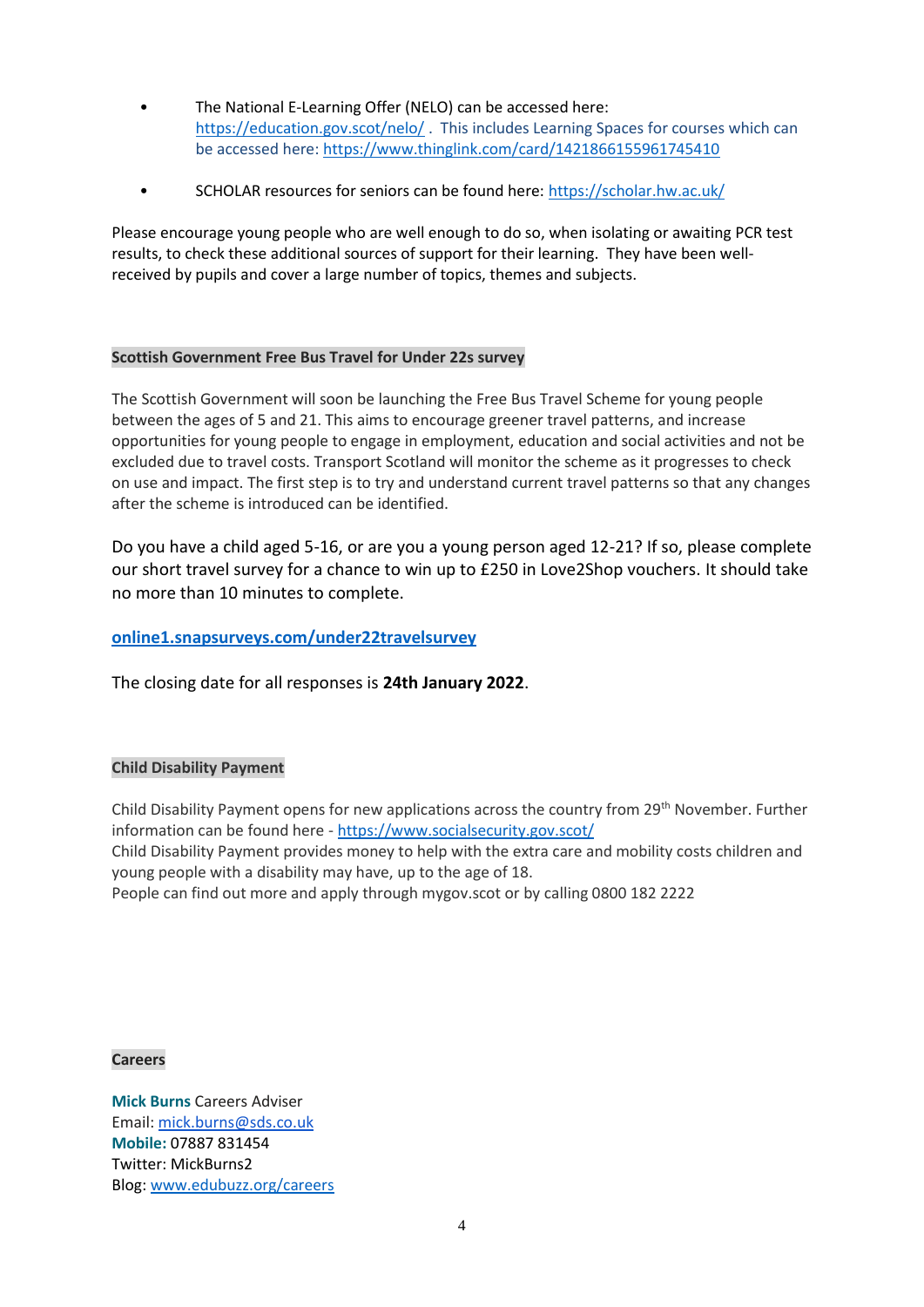- The National E-Learning Offer (NELO) can be accessed here: https://education.gov.scot/nelo/ . This includes Learning Spaces for courses which can be accessed here: https://www.thinglink.com/card/1421866155961745410

- SCHOLAR resources for seniors can be found here: https://scholar.hw.ac.uk/

Please encourage young people who are well enough to do so, when isolating or awaiting PCR test results, to check these additional sources of support for their learning. They have been well-received by pupils and cover a large number of topics, themes and subjects.

### Scottish Government Free Bus Travel for Under 22s survey

The Scottish Government will soon be launching the Free Bus Travel Scheme for young people between the ages of 5 and 21. This aims to encourage greener travel patterns, and increase opportunities for young people to engage in employment, education and social activities and not be excluded due to travel costs. Transport Scotland will monitor the scheme as it progresses to check on use and impact. The first step is to try and understand current travel patterns so that any changes after the scheme is introduced can be identified.

Do you have a child aged 5-16, or are you a young person aged 12-21? If so, please complete our short travel survey for a chance to win up to £250 in Love2Shop vouchers. It should take no more than 10 minutes to complete.

**online1.snapsurveys.com/under22travelsurvey**

The closing date for all responses is **24th January 2022**.

### Child Disability Payment

Child Disability Payment opens for new applications across the country from 29th November. Further information can be found here - https://www.socialsecurity.gov.scot/
Child Disability Payment provides money to help with the extra care and mobility costs children and young people with a disability may have, up to the age of 18.
People can find out more and apply through mygov.scot or by calling 0800 182 2222

### Careers

**Mick Burns** Careers Adviser
Email: mick.burns@sds.co.uk
**Mobile:** 07887 831454
Twitter: MickBurns2
Blog: www.edubuzz.org/careers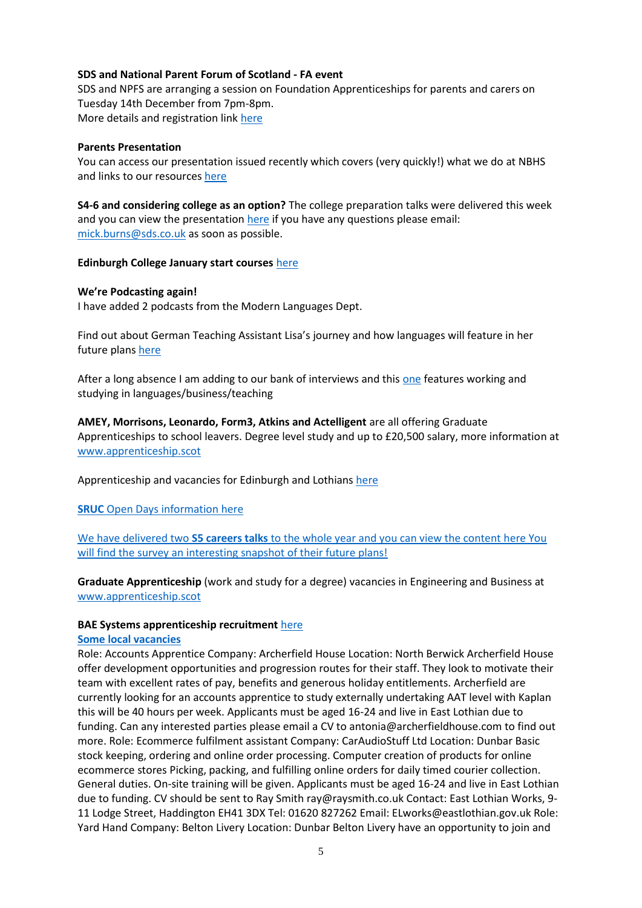**SDS and National Parent Forum of Scotland - FA event**
SDS and NPFS are arranging a session on Foundation Apprenticeships for parents and carers on Tuesday 14th December from 7pm-8pm.
More details and registration link here

**Parents Presentation**
You can access our presentation issued recently which covers (very quickly!) what we do at NBHS and links to our resources here

**S4-6 and considering college as an option?** The college preparation talks were delivered this week and you can view the presentation here if you have any questions please email: mick.burns@sds.co.uk as soon as possible.

**Edinburgh College January start courses** here

**We're Podcasting again!**
I have added 2 podcasts from the Modern Languages Dept.

Find out about German Teaching Assistant Lisa's journey and how languages will feature in her future plans here

After a long absence I am adding to our bank of interviews and this one features working and studying in languages/business/teaching

**AMEY, Morrisons, Leonardo, Form3, Atkins and Actelligent** are all offering Graduate Apprenticeships to school leavers. Degree level study and up to £20,500 salary, more information at www.apprenticeship.scot

Apprenticeship and vacancies for Edinburgh and Lothians here

**SRUC** Open Days information here

We have delivered two **S5 careers talks** to the whole year and you can view the content here You will find the survey an interesting snapshot of their future plans!

**Graduate Apprenticeship** (work and study for a degree) vacancies in Engineering and Business at www.apprenticeship.scot

**BAE Systems apprenticeship recruitment** here

**Some local vacancies**

Role: Accounts Apprentice Company: Archerfield House Location: North Berwick Archerfield House offer development opportunities and progression routes for their staff. They look to motivate their team with excellent rates of pay, benefits and generous holiday entitlements. Archerfield are currently looking for an accounts apprentice to study externally undertaking AAT level with Kaplan this will be 40 hours per week. Applicants must be aged 16-24 and live in East Lothian due to funding. Can any interested parties please email a CV to antonia@archerfieldhouse.com to find out more. Role: Ecommerce fulfilment assistant Company: CarAudioStuff Ltd Location: Dunbar Basic stock keeping, ordering and online order processing. Computer creation of products for online ecommerce stores Picking, packing, and fulfilling online orders for daily timed courier collection. General duties. On-site training will be given. Applicants must be aged 16-24 and live in East Lothian due to funding. CV should be sent to Ray Smith ray@raysmith.co.uk Contact: East Lothian Works, 9-11 Lodge Street, Haddington EH41 3DX Tel: 01620 827262 Email: ELworks@eastlothian.gov.uk Role: Yard Hand Company: Belton Livery Location: Dunbar Belton Livery have an opportunity to join and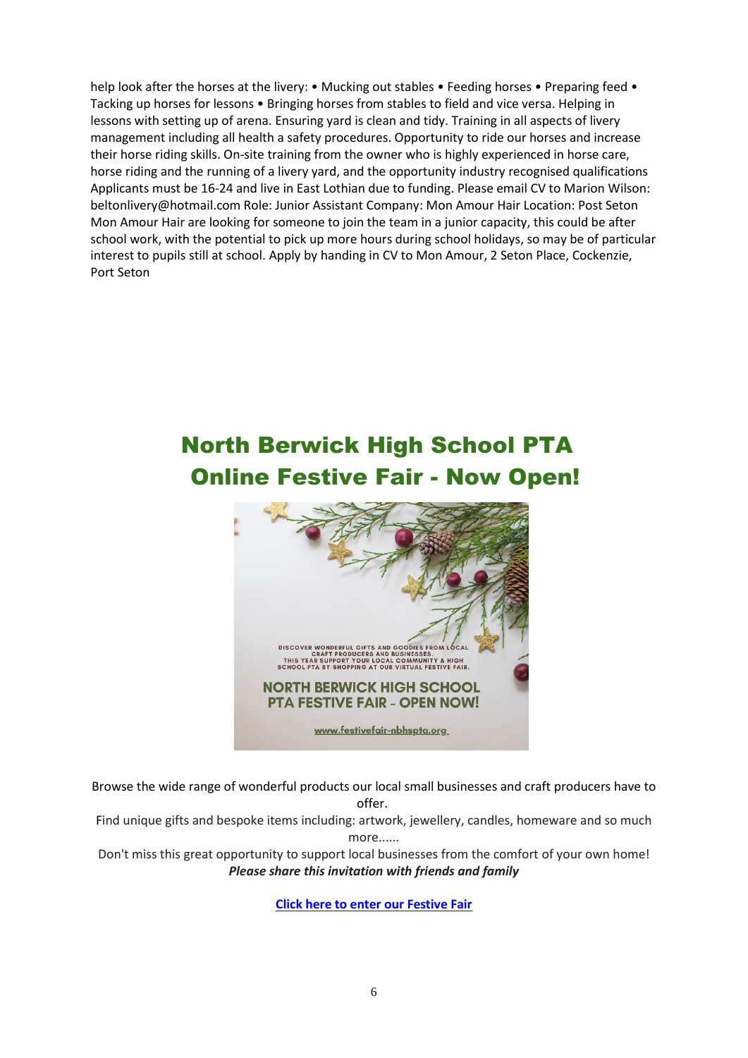help look after the horses at the livery: • Mucking out stables • Feeding horses • Preparing feed • Tacking up horses for lessons • Bringing horses from stables to field and vice versa. Helping in lessons with setting up of arena. Ensuring yard is clean and tidy. Training in all aspects of livery management including all health a safety procedures. Opportunity to ride our horses and increase their horse riding skills. On-site training from the owner who is highly experienced in horse care, horse riding and the running of a livery yard, and the opportunity industry recognised qualifications Applicants must be 16-24 and live in East Lothian due to funding. Please email CV to Marion Wilson: beltonlivery@hotmail.com Role: Junior Assistant Company: Mon Amour Hair Location: Post Seton Mon Amour Hair are looking for someone to join the team in a junior capacity, this could be after school work, with the potential to pick up more hours during school holidays, so may be of particular interest to pupils still at school. Apply by handing in CV to Mon Amour, 2 Seton Place, Cockenzie, Port Seton

## North Berwick High School PTA Online Festive Fair - Now Open!

Browse the wide range of wonderful products our local small businesses and craft producers have to offer.

Find unique gifts and bespoke items including: artwork, jewellery, candles, homeware and so much more......

Don't miss this great opportunity to support local businesses from the comfort of your own home!

***Please share this invitation with friends and family***

**Click here to enter our Festive Fair**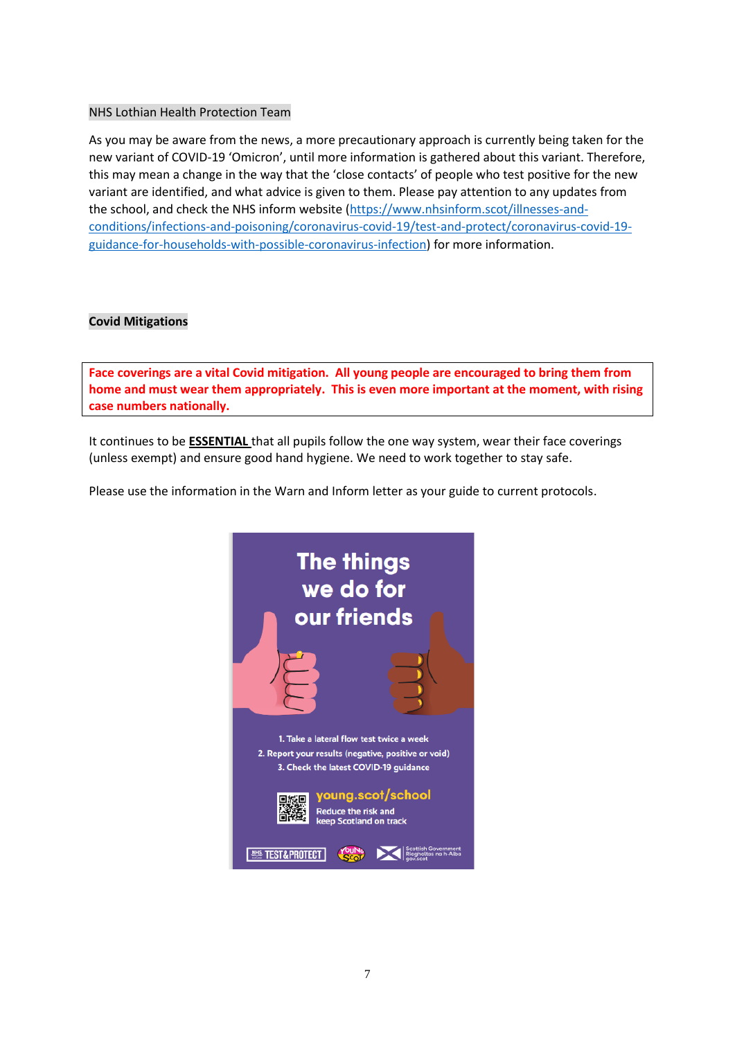NHS Lothian Health Protection Team

As you may be aware from the news, a more precautionary approach is currently being taken for the new variant of COVID-19 'Omicron', until more information is gathered about this variant. Therefore, this may mean a change in the way that the 'close contacts' of people who test positive for the new variant are identified, and what advice is given to them. Please pay attention to any updates from the school, and check the NHS inform website (https://www.nhsinform.scot/illnesses-and-conditions/infections-and-poisoning/coronavirus-covid-19/test-and-protect/coronavirus-covid-19-guidance-for-households-with-possible-coronavirus-infection) for more information.

**Covid Mitigations**

**Face coverings are a vital Covid mitigation. All young people are encouraged to bring them from home and must wear them appropriately. This is even more important at the moment, with rising case numbers nationally.**

It continues to be **ESSENTIAL** that all pupils follow the one way system, wear their face coverings (unless exempt) and ensure good hand hygiene. We need to work together to stay safe.

Please use the information in the Warn and Inform letter as your guide to current protocols.

The things we do for our friends

1. Take a lateral flow test twice a week
2. Report your results (negative, positive or void)
3. Check the latest COVID-19 guidance

young.scot/school

Reduce the risk and keep Scotland on track

NHS TEST & PROTECT | Young Scot | Scottish Government Riaghaltas na h-Alba gov.scot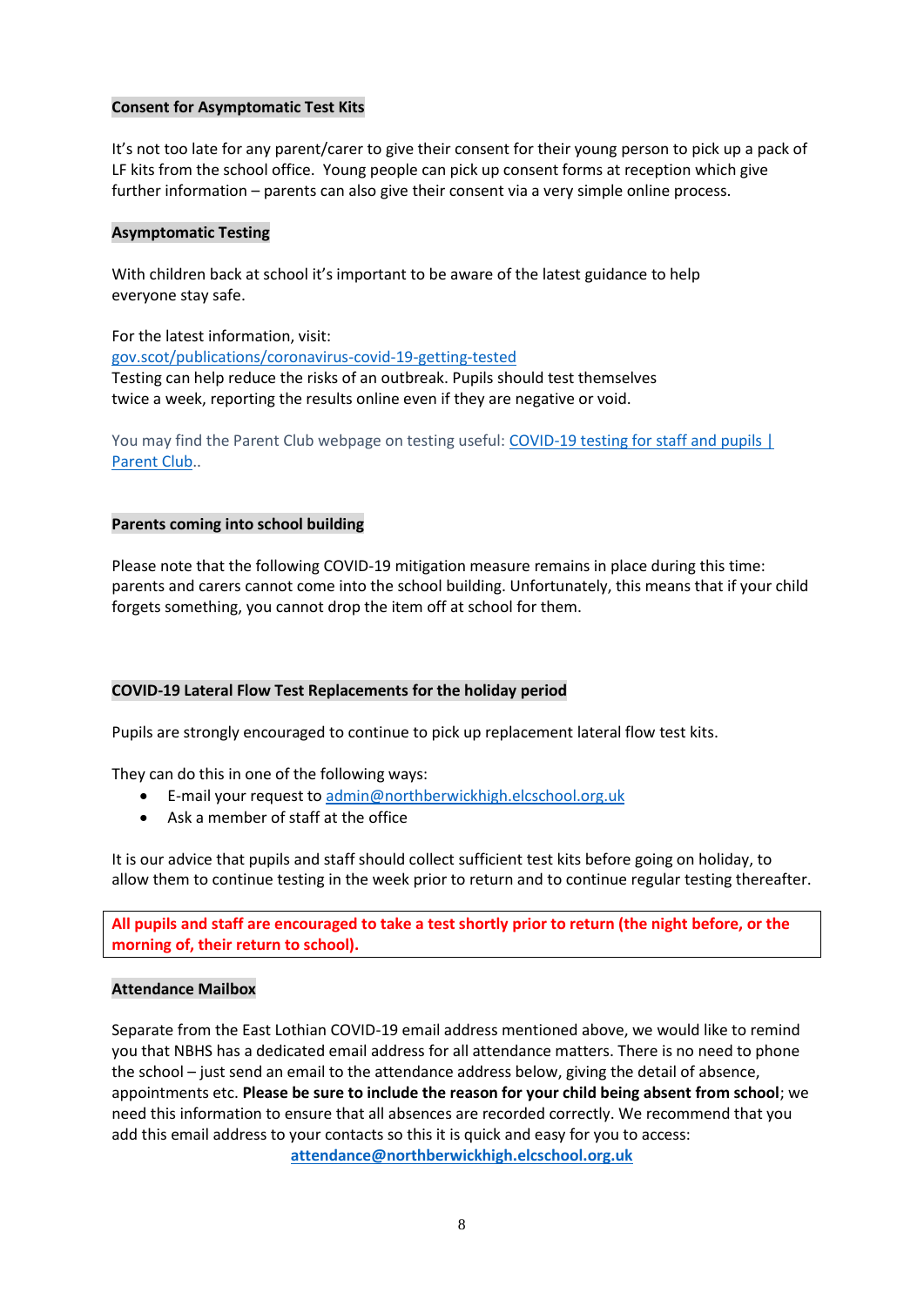### Consent for Asymptomatic Test Kits

It's not too late for any parent/carer to give their consent for their young person to pick up a pack of LF kits from the school office. Young people can pick up consent forms at reception which give further information – parents can also give their consent via a very simple online process.

### Asymptomatic Testing

With children back at school it's important to be aware of the latest guidance to help everyone stay safe.

For the latest information, visit:
[gov.scot/publications/coronavirus-covid-19-getting-tested](gov.scot/publications/coronavirus-covid-19-getting-tested)
Testing can help reduce the risks of an outbreak. Pupils should test themselves twice a week, reporting the results online even if they are negative or void.

You may find the Parent Club webpage on testing useful: [COVID-19 testing for staff and pupils | Parent Club]()..

### Parents coming into school building

Please note that the following COVID-19 mitigation measure remains in place during this time: parents and carers cannot come into the school building. Unfortunately, this means that if your child forgets something, you cannot drop the item off at school for them.

### COVID-19 Lateral Flow Test Replacements for the holiday period

Pupils are strongly encouraged to continue to pick up replacement lateral flow test kits.

They can do this in one of the following ways:

- E-mail your request to [admin@northberwickhigh.elcschool.org.uk](mailto:admin@northberwickhigh.elcschool.org.uk)
- Ask a member of staff at the office

It is our advice that pupils and staff should collect sufficient test kits before going on holiday, to allow them to continue testing in the week prior to return and to continue regular testing thereafter.

**All pupils and staff are encouraged to take a test shortly prior to return (the night before, or the morning of, their return to school).**

### Attendance Mailbox

Separate from the East Lothian COVID-19 email address mentioned above, we would like to remind you that NBHS has a dedicated email address for all attendance matters. There is no need to phone the school – just send an email to the attendance address below, giving the detail of absence, appointments etc. **Please be sure to include the reason for your child being absent from school**; we need this information to ensure that all absences are recorded correctly. We recommend that you add this email address to your contacts so this it is quick and easy for you to access:

**[attendance@northberwickhigh.elcschool.org.uk](mailto:attendance@northberwickhigh.elcschool.org.uk)**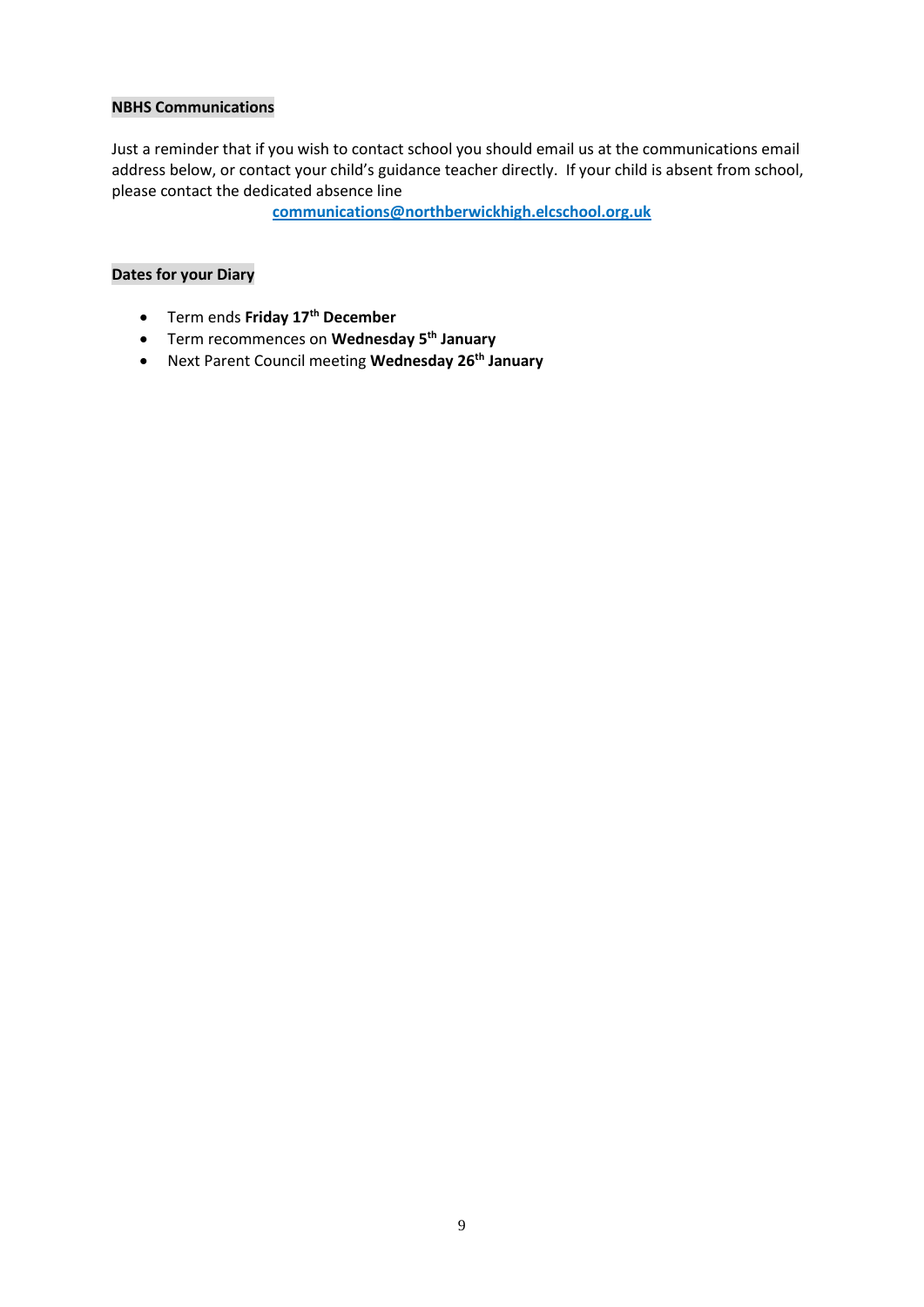**NBHS Communications**

Just a reminder that if you wish to contact school you should email us at the communications email address below, or contact your child's guidance teacher directly. If your child is absent from school, please contact the dedicated absence line

**communications@northberwickhigh.elcschool.org.uk**

**Dates for your Diary**

- Term ends **Friday 17th December**
- Term recommences on **Wednesday 5th January**
- Next Parent Council meeting **Wednesday 26th January**